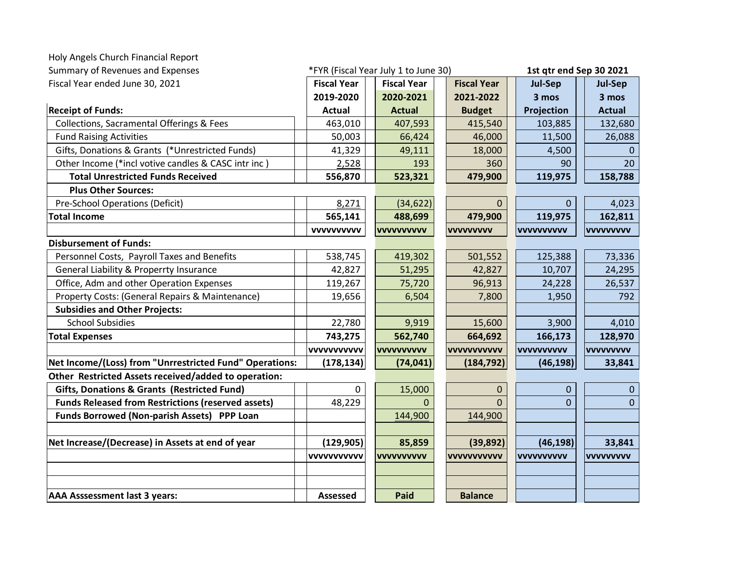Holy Angels Church Financial Report
Summary of Revenues and Expenses
Fiscal Year ended June 30, 2021

*FYR (Fiscal Year July 1 to June 30)

**1st qtr end Sep 30 2021**

| **Receipt of Funds:** | **Fiscal Year 2019-2020 Actual** | **Fiscal Year 2020-2021 Actual** | **Fiscal Year 2021-2022 Budget** | **Jul-Sep 3 mos Projection** | **Jul-Sep 3 mos Actual** |
|---|---|---|---|---|---|
| Collections, Sacramental Offerings & Fees | 463,010 | 407,593 | 415,540 | 103,885 | 132,680 |
| Fund Raising Activities | 50,003 | 66,424 | 46,000 | 11,500 | 26,088 |
| Gifts, Donations & Grants (*Unrestricted Funds) | 41,329 | 49,111 | 18,000 | 4,500 | 0 |
| Other Income (*incl votive candles & CASC intr inc ) | 2,528 | 193 | 360 | 90 | 20 |
| **Total Unrestricted Funds Received** | **556,870** | **523,321** | **479,900** | **119,975** | **158,788** |
| **Plus Other Sources:** | | | | | |
| Pre-School Operations (Deficit) | 8,271 | (34,622) | 0 | 0 | 4,023 |
| **Total Income** | **565,141** | **488,699** | **479,900** | **119,975** | **162,811** |
| | **vvvvvvvvv** | **vvvvvvvvv** | **vvvvvvvvv** | **vvvvvvvvv** | **vvvvvvvvv** |
| **Disbursement of Funds:** | | | | | |
| Personnel Costs, Payroll Taxes and Benefits | 538,745 | 419,302 | 501,552 | 125,388 | 73,336 |
| General Liability & Properrty Insurance | 42,827 | 51,295 | 42,827 | 10,707 | 24,295 |
| Office, Adm and other Operation Expenses | 119,267 | 75,720 | 96,913 | 24,228 | 26,537 |
| Property Costs: (General Repairs & Maintenance) | 19,656 | 6,504 | 7,800 | 1,950 | 792 |
| **Subsidies and Other Projects:** | | | | | |
| School Subsidies | 22,780 | 9,919 | 15,600 | 3,900 | 4,010 |
| **Total Expenses** | **743,275** | **562,740** | **664,692** | **166,173** | **128,970** |
| | **vvvvvvvvvvv** | **vvvvvvvvv** | **vvvvvvvvvvv** | **vvvvvvvvv** | **vvvvvvvvv** |
| **Net Income/(Loss) from "Unrrestricted Fund" Operations:** | **(178,134)** | **(74,041)** | **(184,792)** | **(46,198)** | **33,841** |
| **Other Restricted Assets received/added to operation:** | | | | | |
| **Gifts, Donations & Grants (Restricted Fund)** | 0 | 15,000 | 0 | 0 | 0 |
| **Funds Released from Restrictions (reserved assets)** | 48,229 | 0 | 0 | 0 | 0 |
| **Funds Borrowed (Non-parish Assets) PPP Loan** | | 144,900 | 144,900 | | |
| | | | | | |
| **Net Increase/(Decrease) in Assets at end of year** | **(129,905)** | **85,859** | **(39,892)** | **(46,198)** | **33,841** |
| | **vvvvvvvvvvv** | **vvvvvvvvv** | **vvvvvvvvvvv** | **vvvvvvvvv** | **vvvvvvvvv** |
| | | | | | |
| | | | | | |
| **AAA Asssessment last 3 years:** | **Assessed** | **Paid** | **Balance** | | |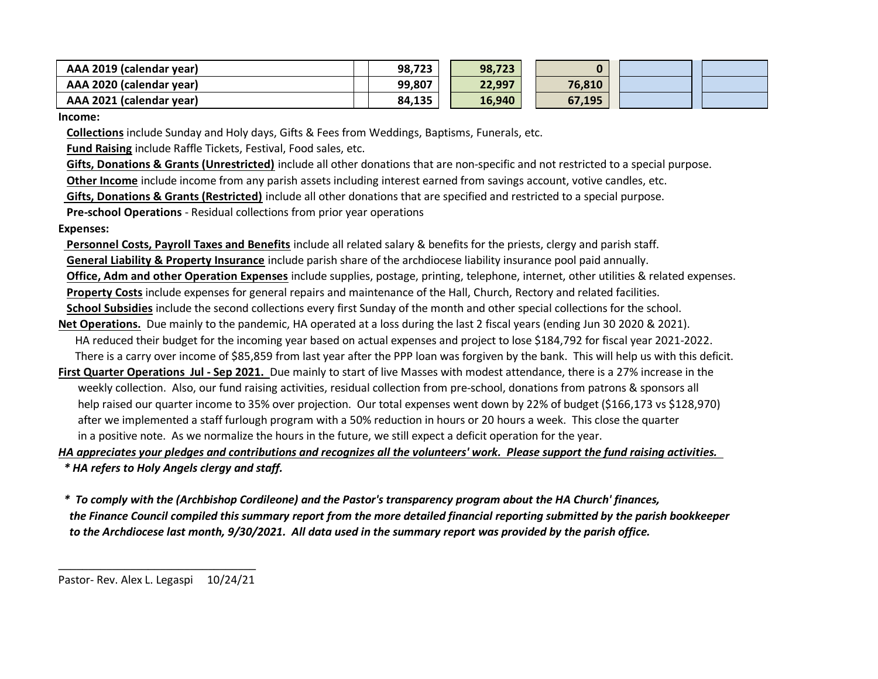| | | | | | | |
|---|---|---|---|---|---|---|
| **AAA 2019 (calendar year)** | | **98,723** | **98,723** | **0** | | |
| **AAA 2020 (calendar year)** | | **99,807** | **22,997** | **76,810** | | |
| **AAA 2021 (calendar year)** | | **84,135** | **16,940** | **67,195** | | |

**Income:**

**Collections** include Sunday and Holy days, Gifts & Fees from Weddings, Baptisms, Funerals, etc.

**Fund Raising** include Raffle Tickets, Festival, Food sales, etc.

**Gifts, Donations & Grants (Unrestricted)** include all other donations that are non-specific and not restricted to a special purpose.

**Other Income** include income from any parish assets including interest earned from savings account, votive candles, etc.

**Gifts, Donations & Grants (Restricted)** include all other donations that are specified and restricted to a special purpose.

**Pre-school Operations** - Residual collections from prior year operations

**Expenses:**

**Personnel Costs, Payroll Taxes and Benefits** include all related salary & benefits for the priests, clergy and parish staff.

**General Liability & Property Insurance** include parish share of the archdiocese liability insurance pool paid annually.

**Office, Adm and other Operation Expenses** include supplies, postage, printing, telephone, internet, other utilities & related expenses.

**Property Costs** include expenses for general repairs and maintenance of the Hall, Church, Rectory and related facilities.

**School Subsidies** include the second collections every first Sunday of the month and other special collections for the school.

**Net Operations.** Due mainly to the pandemic, HA operated at a loss during the last 2 fiscal years (ending Jun 30 2020 & 2021). HA reduced their budget for the incoming year based on actual expenses and project to lose $184,792 for fiscal year 2021-2022. There is a carry over income of $85,859 from last year after the PPP loan was forgiven by the bank. This will help us with this deficit.

**First Quarter Operations Jul - Sep 2021.** Due mainly to start of live Masses with modest attendance, there is a 27% increase in the weekly collection. Also, our fund raising activities, residual collection from pre-school, donations from patrons & sponsors all help raised our quarter income to 35% over projection. Our total expenses went down by 22% of budget ($166,173 vs $128,970) after we implemented a staff furlough program with a 50% reduction in hours or 20 hours a week. This close the quarter in a positive note. As we normalize the hours in the future, we still expect a deficit operation for the year.

***HA appreciates your pledges and contributions and recognizes all the volunteers' work. Please support the fund raising activities.***

*\* HA refers to Holy Angels clergy and staff.*

*\* To comply with the (Archbishop Cordileone) and the Pastor's transparency program about the HA Church' finances, the Finance Council compiled this summary report from the more detailed financial reporting submitted by the parish bookkeeper to the Archdiocese last month, 9/30/2021. All data used in the summary report was provided by the parish office.*

\_\_\_\_\_\_\_\_\_\_\_\_\_\_\_\_\_\_\_\_\_\_\_\_\_\_\_\_\_\_\_\_

Pastor- Rev. Alex L. Legaspi 10/24/21